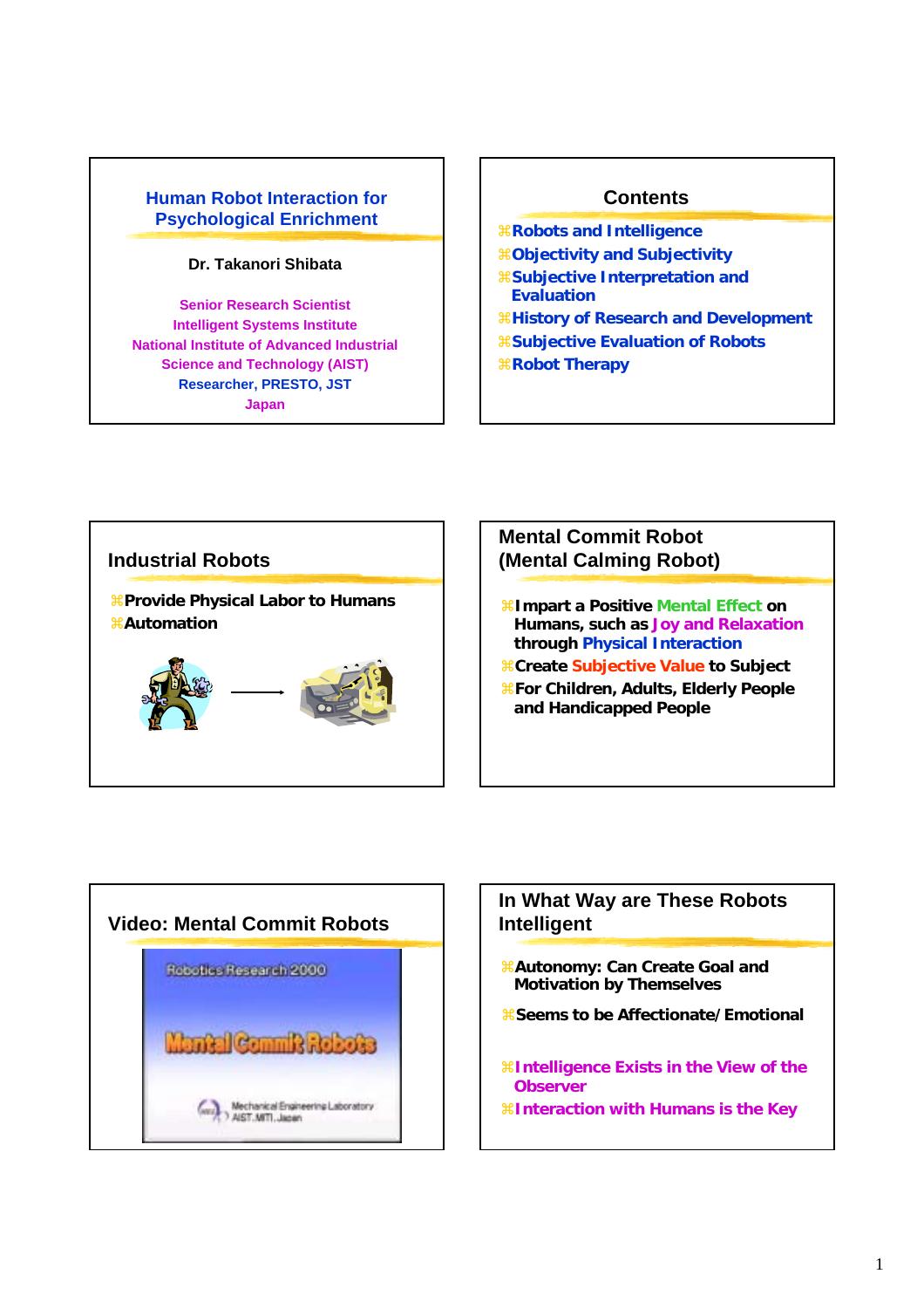## Human Robot Interaction for Psychological Enrichment

**Dr. Takanori Shibata**

Senior Research Scientist
Intelligent Systems Institute
National Institute of Advanced Industrial Science and Technology (AIST)
Researcher, PRESTO, JST
Japan

## Contents

- Robots and Intelligence
- Objectivity and Subjectivity
- Subjective Interpretation and Evaluation
- History of Research and Development
- Subjective Evaluation of Robots
- Robot Therapy

## Industrial Robots

- Provide Physical Labor to Humans
- Automation

## Mental Commit Robot (Mental Calming Robot)

- Impart a Positive Mental Effect on Humans, such as Joy and Relaxation through Physical Interaction
- Create Subjective Value to Subject
- For Children, Adults, Elderly People and Handicapped People

## Video: Mental Commit Robots

Robotics Research 2000

Mental Commit Robots

Mechanical Engineering Laboratory
AIST, MITI, Japan

## In What Way are These Robots Intelligent

- Autonomy: Can Create Goal and Motivation by Themselves
- Seems to be Affectionate/Emotional
- Intelligence Exists in the View of the Observer
- Interaction with Humans is the Key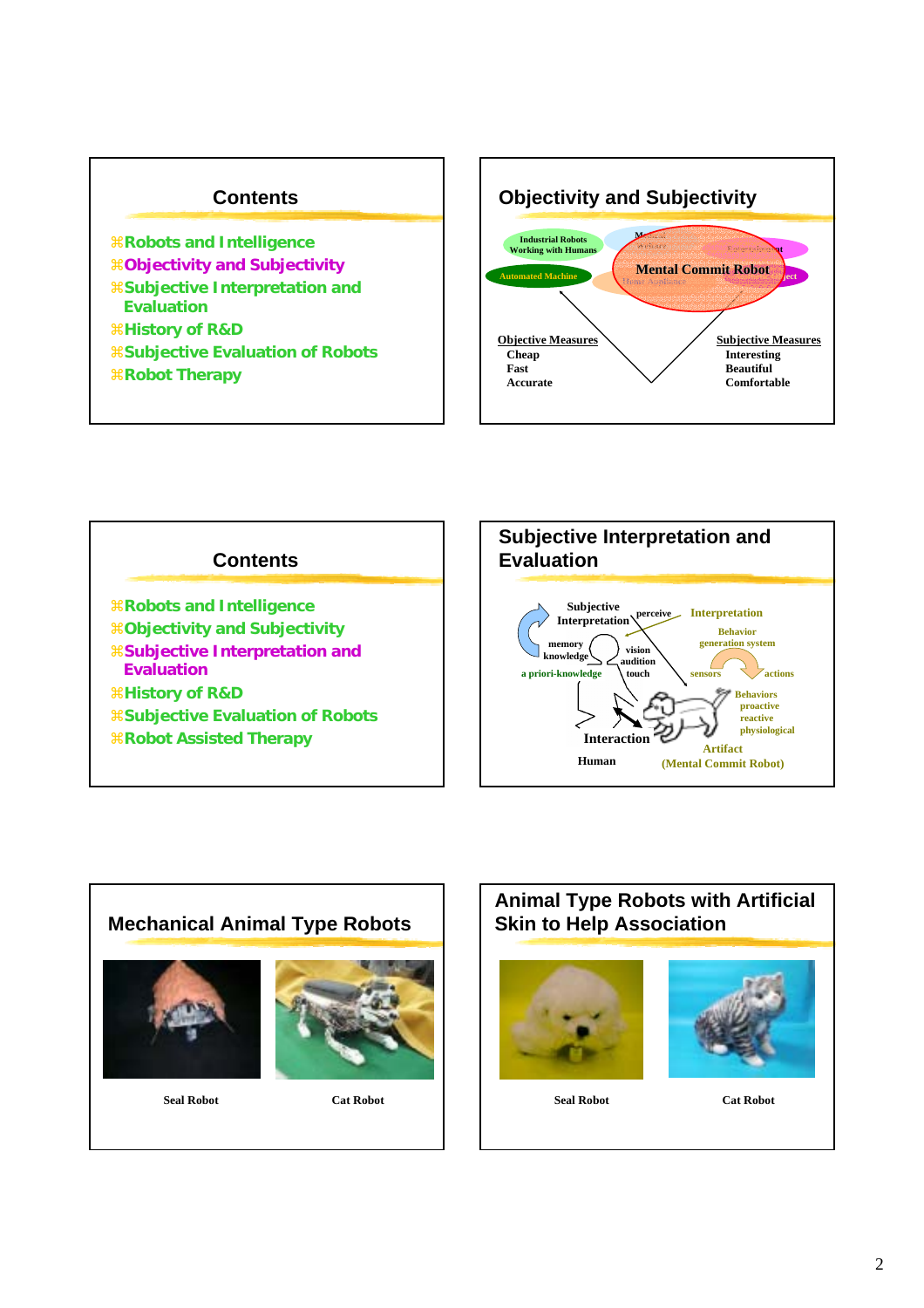## Contents

- Robots and Intelligence
- Objectivity and Subjectivity
- Subjective Interpretation and Evaluation
- History of R&D
- Subjective Evaluation of Robots
- Robot Therapy

## Objectivity and Subjectivity

Industrial Robots Working with Humans

Automated Machine

Mental Commit Robot

Objective Measures
Cheap
Fast
Accurate

Subjective Measures
Interesting
Beautiful
Comfortable

## Contents

- Robots and Intelligence
- Objectivity and Subjectivity
- Subjective Interpretation and Evaluation
- History of R&D
- Subjective Evaluation of Robots
- Robot Assisted Therapy

## Subjective Interpretation and Evaluation

Subjective Interpretation

perceive

Interpretation

Behavior generation system

memory knowledge

vision
audition
touch

a priori-knowledge

sensors

actions

Behaviors
proactive
reactive
physiological

Interaction

Human

Artifact
(Mental Commit Robot)

## Mechanical Animal Type Robots

Seal Robot

Cat Robot

## Animal Type Robots with Artificial Skin to Help Association

Seal Robot

Cat Robot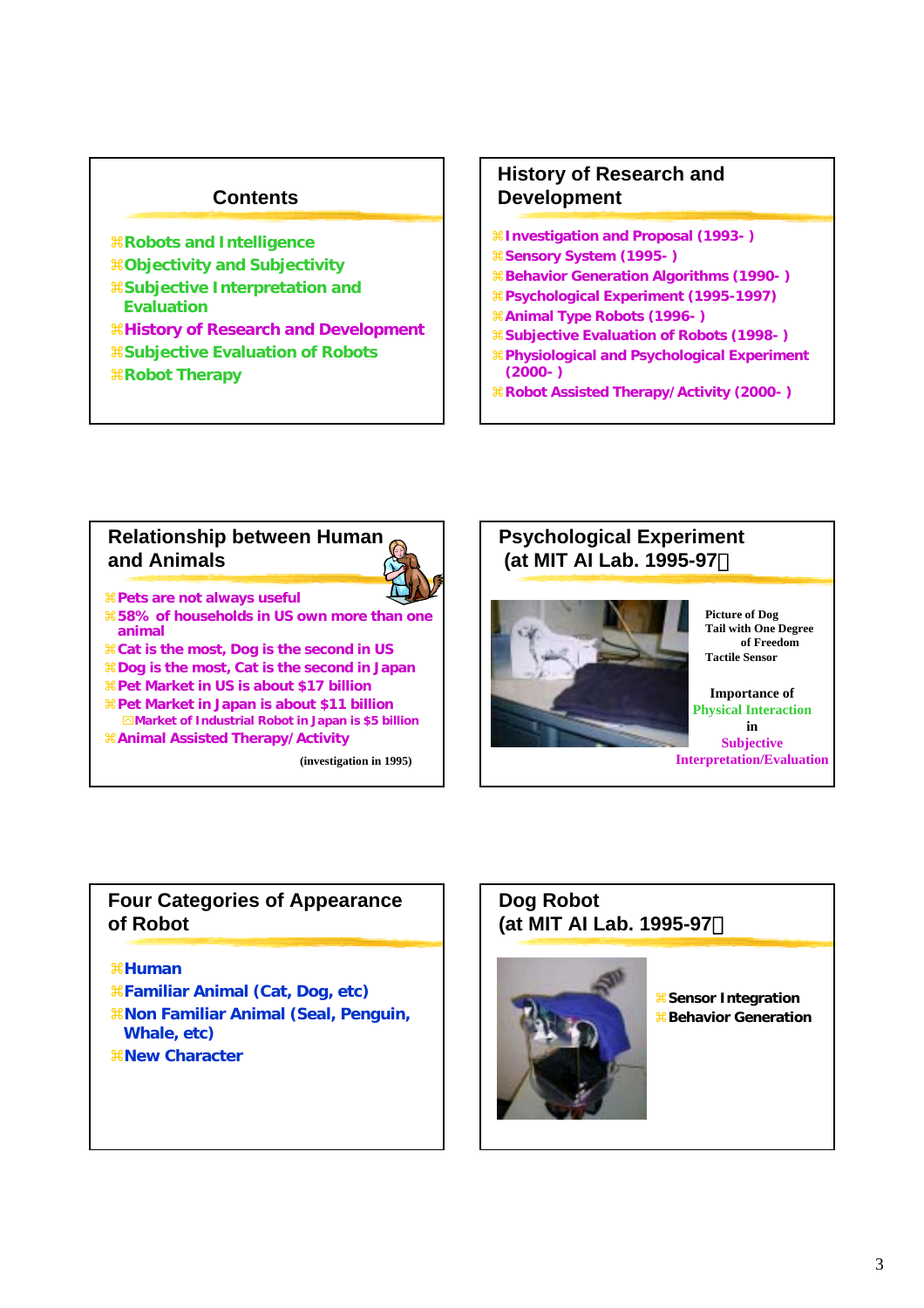## Contents

- Robots and Intelligence
- Objectivity and Subjectivity
- Subjective Interpretation and Evaluation
- History of Research and Development
- Subjective Evaluation of Robots
- Robot Therapy

## History of Research and Development

- Investigation and Proposal (1993- )
- Sensory System (1995- )
- Behavior Generation Algorithms (1990- )
- Psychological Experiment (1995-1997)
- Animal Type Robots (1996- )
- Subjective Evaluation of Robots (1998- )
- Physiological and Psychological Experiment (2000- )
- Robot Assisted Therapy/Activity (2000- )

## Relationship between Human and Animals

- Pets are not always useful
- 58% of households in US own more than one animal
- Cat is the most, Dog is the second in US
- Dog is the most, Cat is the second in Japan
- Pet Market in US is about $17 billion
- Pet Market in Japan is about $11 billion
  - Market of Industrial Robot in Japan is $5 billion
- Animal Assisted Therapy/Activity

(investigation in 1995)

## Psychological Experiment (at MIT AI Lab. 1995-97)

Picture of Dog
Tail with One Degree of Freedom
Tactile Sensor

Importance of Physical Interaction in Subjective Interpretation/Evaluation

## Four Categories of Appearance of Robot

- Human
- Familiar Animal (Cat, Dog, etc)
- Non Familiar Animal (Seal, Penguin, Whale, etc)
- New Character

## Dog Robot (at MIT AI Lab. 1995-97)

- Sensor Integration
- Behavior Generation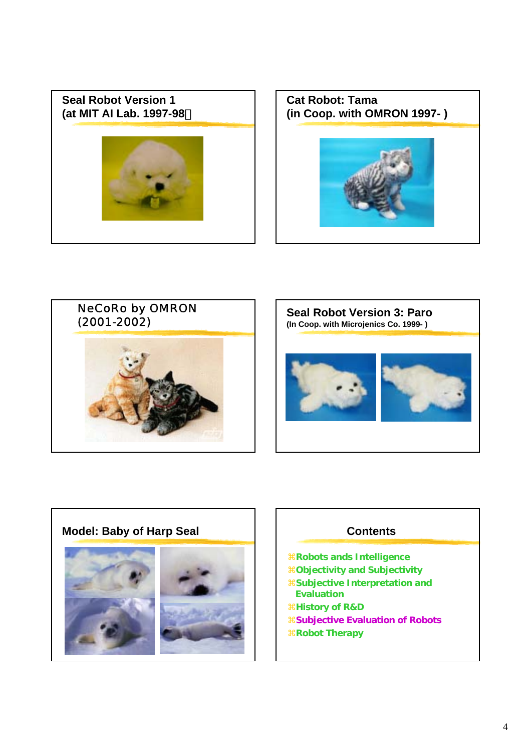## Seal Robot Version 1
## (at MIT AI Lab. 1997-98)

## Cat Robot: Tama
## (in Coop. with OMRON 1997- )

## NeCoRo by OMRON
## (2001-2002)

## Seal Robot Version 3: Paro
**(In Coop. with Microjenics Co. 1999- )**

## Model: Baby of Harp Seal

## Contents

- Robots ands Intelligence
- Objectivity and Subjectivity
- Subjective Interpretation and Evaluation
- History of R&D
- **Subjective Evaluation of Robots**
- Robot Therapy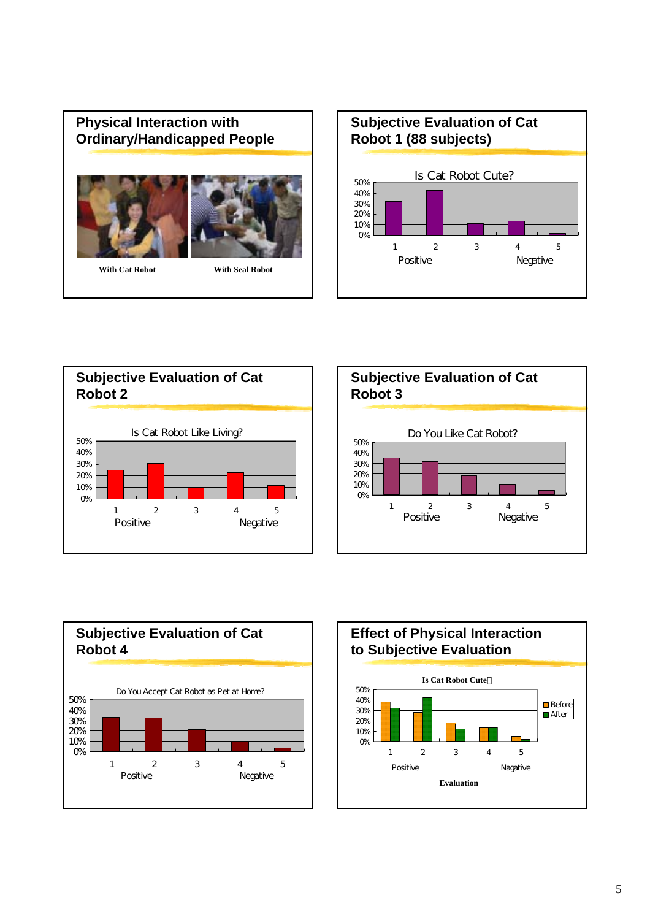## Physical Interaction with Ordinary/Handicapped People

With Cat Robot

With Seal Robot

## Subjective Evaluation of Cat Robot 1 (88 subjects)

Is Cat Robot Cute?

50%
40%
30%
20%
10%
0%

1 2 3 4 5

Positive Negative

## Subjective Evaluation of Cat Robot 2

Is Cat Robot Like Living?

50%
40%
30%
20%
10%
0%

1 2 3 4 5

Positive Negative

## Subjective Evaluation of Cat Robot 3

Do You Like Cat Robot?

50%
40%
30%
20%
10%
0%

1 2 3 4 5

Positive Negative

## Subjective Evaluation of Cat Robot 4

Do You Accept Cat Robot as Pet at Home?

50%
40%
30%
20%
10%
0%

1 2 3 4 5

Positive Negative

## Effect of Physical Interaction to Subjective Evaluation

Is Cat Robot Cute？

50%
40%
30%
20%
10%
0%

Before
After

1 2 3 4 5

Positive Nagative

Evaluation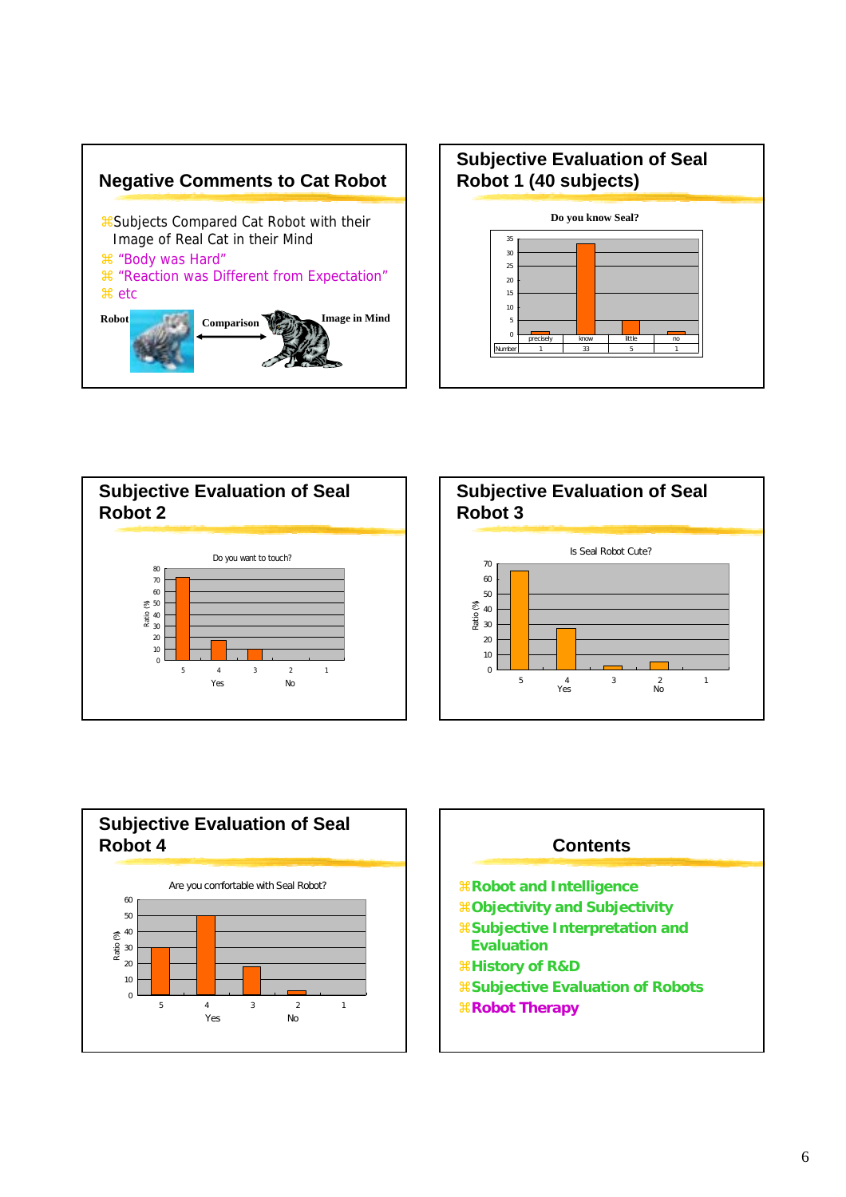## Negative Comments to Cat Robot

- Subjects Compared Cat Robot with their Image of Real Cat in their Mind
- "Body was Hard"
- "Reaction was Different from Expectation"
- etc

Robot
Comparison
Image in Mind

## Subjective Evaluation of Seal Robot 1 (40 subjects)

Do you know Seal?

35
30
25
20
15
10
5
0

| | precisely | know | little | no |
|---|---|---|---|---|
| Number | 1 | 33 | 5 | 1 |

## Subjective Evaluation of Seal Robot 2

Do you want to touch?

Ratio (%)
80
70
60
50
40
30
20
10
0
5 4 3 2 1
Yes No

## Subjective Evaluation of Seal Robot 3

Is Seal Robot Cute?

Ratio (%)
70
60
50
40
30
20
10
0
5 4 3 2 1
Yes No

## Subjective Evaluation of Seal Robot 4

Are you comfortable with Seal Robot?

Ratio (%)
60
50
40
30
20
10
0
5 4 3 2 1
Yes No

## Contents

- **Robot and Intelligence**
- **Objectivity and Subjectivity**
- **Subjective Interpretation and Evaluation**
- **History of R&D**
- **Subjective Evaluation of Robots**
- **Robot Therapy**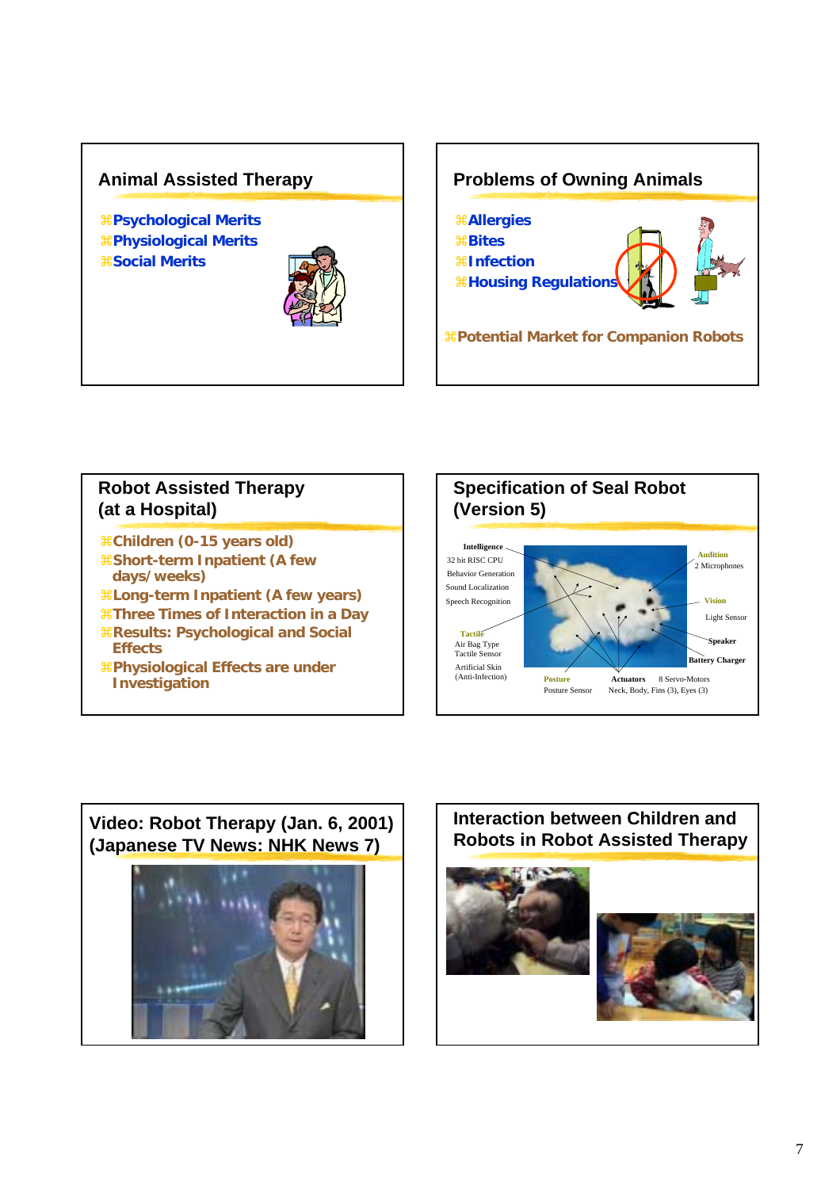## Animal Assisted Therapy

- Psychological Merits
- Physiological Merits
- Social Merits

## Problems of Owning Animals

- Allergies
- Bites
- Infection
- Housing Regulations

- Potential Market for Companion Robots

## Robot Assisted Therapy (at a Hospital)

- Children (0-15 years old)
- Short-term Inpatient (A few days/weeks)
- Long-term Inpatient (A few years)
- Three Times of Interaction in a Day
- Results: Psychological and Social Effects
- Physiological Effects are under Investigation

## Specification of Seal Robot (Version 5)

Intelligence
32 bit RISC CPU
Behavior Generation
Sound Localization
Speech Recognition

Audition
2 Microphones

Vision
Light Sensor

Speaker

Battery Charger

Tactile
Air Bag Type
Tactile Sensor
Artificial Skin
(Anti-Infection)

Posture
Posture Sensor

Actuators 8 Servo-Motors
Neck, Body, Fins (3), Eyes (3)

## Video: Robot Therapy (Jan. 6, 2001) (Japanese TV News: NHK News 7)

## Interaction between Children and Robots in Robot Assisted Therapy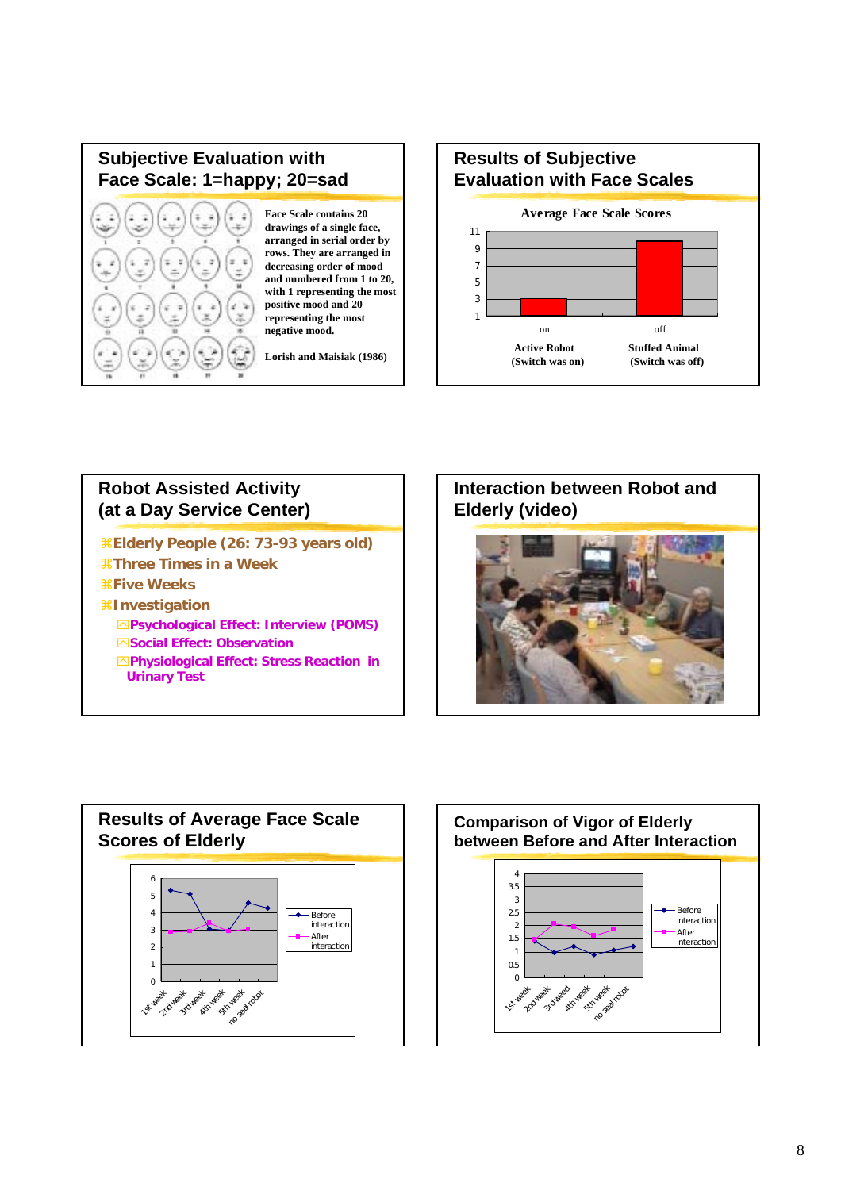## Subjective Evaluation with Face Scale: 1=happy; 20=sad

Face Scale contains 20 drawings of a single face, arranged in serial order by rows. They are arranged in decreasing order of mood and numbered from 1 to 20, with 1 representing the most positive mood and 20 representing the most negative mood.

Lorish and Maisiak (1986)

## Results of Subjective Evaluation with Face Scales

Average Face Scale Scores

11
9
7
5
3
1

on
off

Active Robot (Switch was on)
Stuffed Animal (Switch was off)

## Robot Assisted Activity (at a Day Service Center)

- Elderly People (26: 73-93 years old)
- Three Times in a Week
- Five Weeks
- Investigation
  - Psychological Effect: Interview (POMS)
  - Social Effect: Observation
  - Physiological Effect: Stress Reaction in Urinary Test

## Interaction between Robot and Elderly (video)

## Results of Average Face Scale Scores of Elderly

6
5
4
3
2
1
0

1st week
2nd week
3rd week
4th week
5th week
no seal robot

Before interaction
After interaction

## Comparison of Vigor of Elderly between Before and After Interaction

4
3.5
3
2.5
2
1.5
1
0.5
0

1st week
2nd week
3rd weed
4th week
5th week
no seal robot

Before interaction
After interaction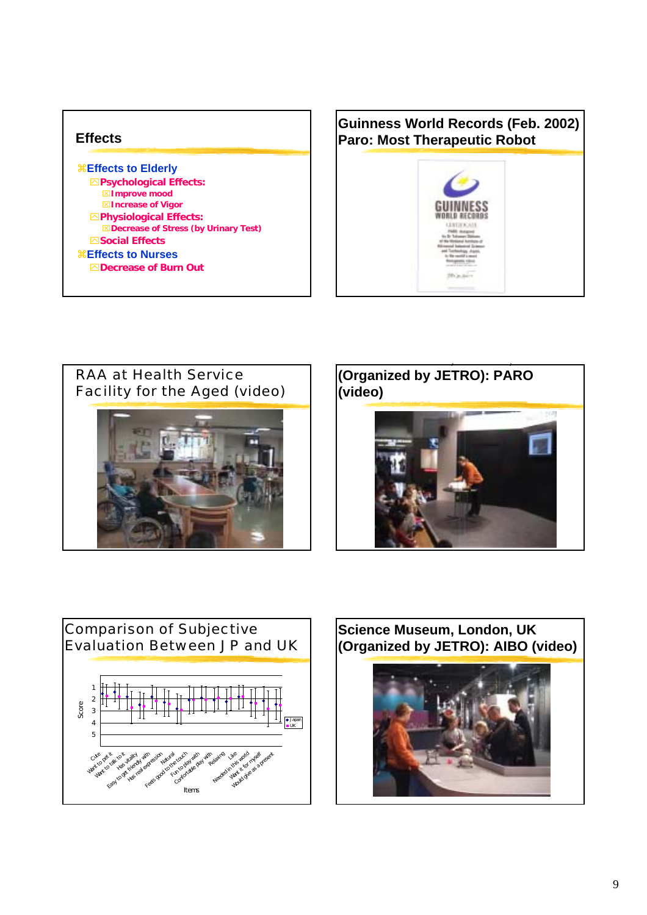## Effects

- Effects to Elderly
  - Psychological Effects:
    - Improve mood
    - Increase of Vigor
  - Physiological Effects:
    - Decrease of Stress (by Urinary Test)
  - Social Effects
- Effects to Nurses
  - Decrease of Burn Out

## Guinness World Records (Feb. 2002) Paro: Most Therapeutic Robot

GUINNESS WORLD RECORDS

## RAA at Health Service Facility for the Aged (video)

## (Organized by JETRO): PARO (video)

## Comparison of Subjective Evaluation Between J P and UK

Score

1
2
3
4
5

Japan
UK

Cute
Want to pet it
Want to talk to it
Has vitality
Easy to get friendly with
Has real expression
Natural
Feels good to the touch
Fun to play with
Comfortable play with
Relaxing
Like
Needed in this world
Want it for myself
Would give as a present

Items

## Science Museum, London, UK (Organized by JETRO): AIBO (video)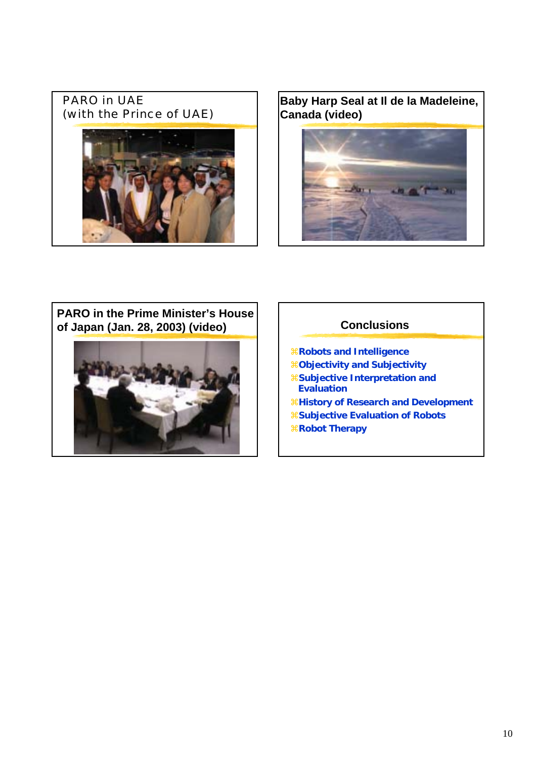## PARO in UAE (with the Prince of UAE)

## Baby Harp Seal at Il de la Madeleine, Canada (video)

## PARO in the Prime Minister's House of Japan (Jan. 28, 2003) (video)

## Conclusions

- **Robots and Intelligence**
- **Objectivity and Subjectivity**
- **Subjective Interpretation and Evaluation**
- **History of Research and Development**
- **Subjective Evaluation of Robots**
- **Robot Therapy**